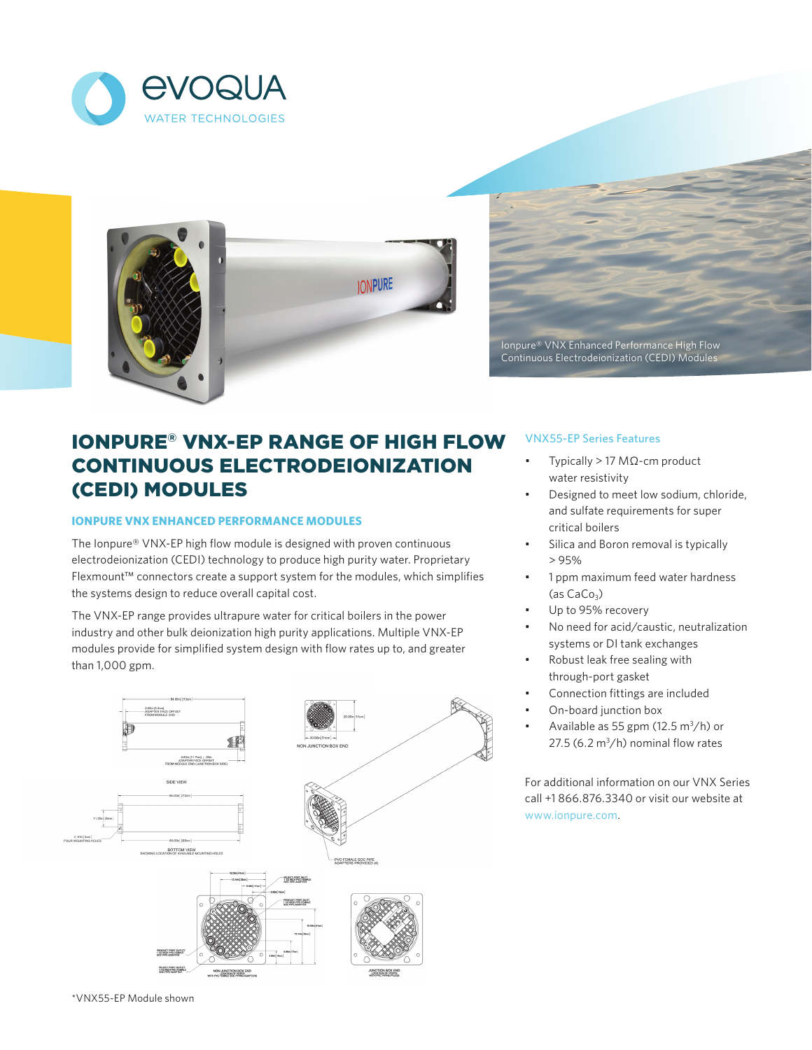Ionpure® VNX Enhanced Performance High Flow Continuous Electrodeionization (CEDI) Modules

# IONPURE® VNX-EP RANGE OF HIGH FLOW CONTINUOUS ELECTRODEIONIZATION (CEDI) MODULES

### IONPURE VNX ENHANCED PERFORMANCE MODULES

The Ionpure® VNX-EP high flow module is designed with proven continuous electrodeionization (CEDI) technology to produce high purity water. Proprietary Flexmount™ connectors create a support system for the modules, which simplifies the systems design to reduce overall capital cost.

The VNX-EP range provides ultrapure water for critical boilers in the power industry and other bulk deionization high purity applications. Multiple VNX-EP modules provide for simplified system design with flow rates up to, and greater than 1,000 gpm.

*VNX55-EP Module shown

### VNX55-EP Series Features

- Typically > 17 MΩ-cm product water resistivity
- Designed to meet low sodium, chloride, and sulfate requirements for super critical boilers
- Silica and Boron removal is typically > 95%
- 1 ppm maximum feed water hardness (as $CaCo_3$)
- Up to 95% recovery
- No need for acid/caustic, neutralization systems or DI tank exchanges
- Robust leak free sealing with through-port gasket
- Connection fittings are included
- On-board junction box
- Available as 55 gpm (12.5 $m^3$/h) or 27.5 (6.2 $m^3$/h) nominal flow rates

For additional information on our VNX Series call +1 866.876.3340 or visit our website at www.ionpure.com.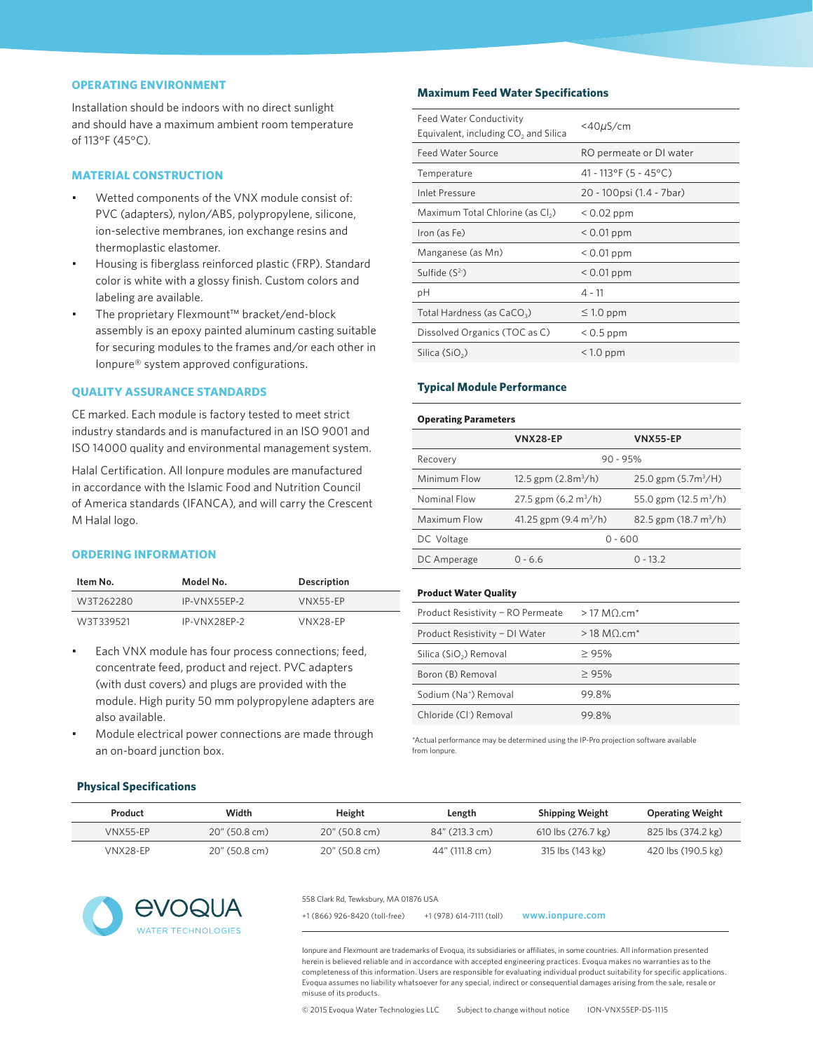## OPERATING ENVIRONMENT

Installation should be indoors with no direct sunlight and should have a maximum ambient room temperature of 113°F (45°C).

## MATERIAL CONSTRUCTION

- Wetted components of the VNX module consist of: PVC (adapters), nylon/ABS, polypropylene, silicone, ion-selective membranes, ion exchange resins and thermoplastic elastomer.
- Housing is fiberglass reinforced plastic (FRP). Standard color is white with a glossy finish. Custom colors and labeling are available.
- The proprietary Flexmount™ bracket/end-block assembly is an epoxy painted aluminum casting suitable for securing modules to the frames and/or each other in Ionpure® system approved configurations.

## QUALITY ASSURANCE STANDARDS

CE marked. Each module is factory tested to meet strict industry standards and is manufactured in an ISO 9001 and ISO 14000 quality and environmental management system.

Halal Certification. All Ionpure modules are manufactured in accordance with the Islamic Food and Nutrition Council of America standards (IFANCA), and will carry the Crescent M Halal logo.

## ORDERING INFORMATION

| Item No. | Model No. | Description |
|---|---|---|
| W3T262280 | IP-VNX55EP-2 | VNX55-EP |
| W3T339521 | IP-VNX28EP-2 | VNX28-EP |

- Each VNX module has four process connections; feed, concentrate feed, product and reject. PVC adapters (with dust covers) and plugs are provided with the module. High purity 50 mm polypropylene adapters are also available.
- Module electrical power connections are made through an on-board junction box.

## Maximum Feed Water Specifications

| | |
|---|---|
| Feed Water Conductivity Equivalent, including $CO_2$ and Silica | <40$\mu$S/cm |
| Feed Water Source | RO permeate or DI water |
| Temperature | 41 - 113°F (5 - 45°C) |
| Inlet Pressure | 20 - 100psi (1.4 - 7bar) |
| Maximum Total Chlorine (as $Cl_2$) | < 0.02 ppm |
| Iron (as Fe) | < 0.01 ppm |
| Manganese (as Mn) | < 0.01 ppm |
| Sulfide ($S^{2-}$) | < 0.01 ppm |
| pH | 4 - 11 |
| Total Hardness (as $CaCO_3$) | ≤ 1.0 ppm |
| Dissolved Organics (TOC as C) | < 0.5 ppm |
| Silica ($SiO_2$) | < 1.0 ppm |

## Typical Module Performance

**Operating Parameters**

| | VNX28-EP | VNX55-EP |
|---|---|---|
| Recovery | 90 - 95% | |
| Minimum Flow | 12.5 gpm (2.8m$^3$/h) | 25.0 gpm (5.7m$^3$/H) |
| Nominal Flow | 27.5 gpm (6.2 m$^3$/h) | 55.0 gpm (12.5 m$^3$/h) |
| Maximum Flow | 41.25 gpm (9.4 m$^3$/h) | 82.5 gpm (18.7 m$^3$/h) |
| DC Voltage | 0 - 600 | |
| DC Amperage | 0 - 6.6 | 0 - 13.2 |

**Product Water Quality**

| | |
|---|---|
| Product Resistivity – RO Permeate | > 17 MΩ.cm* |
| Product Resistivity – DI Water | > 18 MΩ.cm* |
| Silica ($SiO_2$) Removal | ≥ 95% |
| Boron (B) Removal | ≥ 95% |
| Sodium ($Na^+$) Removal | 99.8% |
| Chloride ($Cl^-$) Removal | 99.8% |

*Actual performance may be determined using the IP-Pro projection software available from Ionpure.

## Physical Specifications

| Product | Width | Height | Length | Shipping Weight | Operating Weight |
|---|---|---|---|---|---|
| VNX55-EP | 20" (50.8 cm) | 20" (50.8 cm) | 84" (213.3 cm) | 610 lbs (276.7 kg) | 825 lbs (374.2 kg) |
| VNX28-EP | 20" (50.8 cm) | 20" (50.8 cm) | 44" (111.8 cm) | 315 lbs (143 kg) | 420 lbs (190.5 kg) |

evoqua WATER TECHNOLOGIES

558 Clark Rd, Tewksbury, MA 01876 USA

+1 (866) 926-8420 (toll-free) +1 (978) 614-7111 (toll) www.ionpure.com

Ionpure and Flexmount are trademarks of Evoqua, its subsidiaries or affiliates, in some countries. All information presented herein is believed reliable and in accordance with accepted engineering practices. Evoqua makes no warranties as to the completeness of this information. Users are responsible for evaluating individual product suitability for specific applications. Evoqua assumes no liability whatsoever for any special, indirect or consequential damages arising from the sale, resale or misuse of its products.

© 2015 Evoqua Water Technologies LLC Subject to change without notice ION-VNX55EP-DS-1115